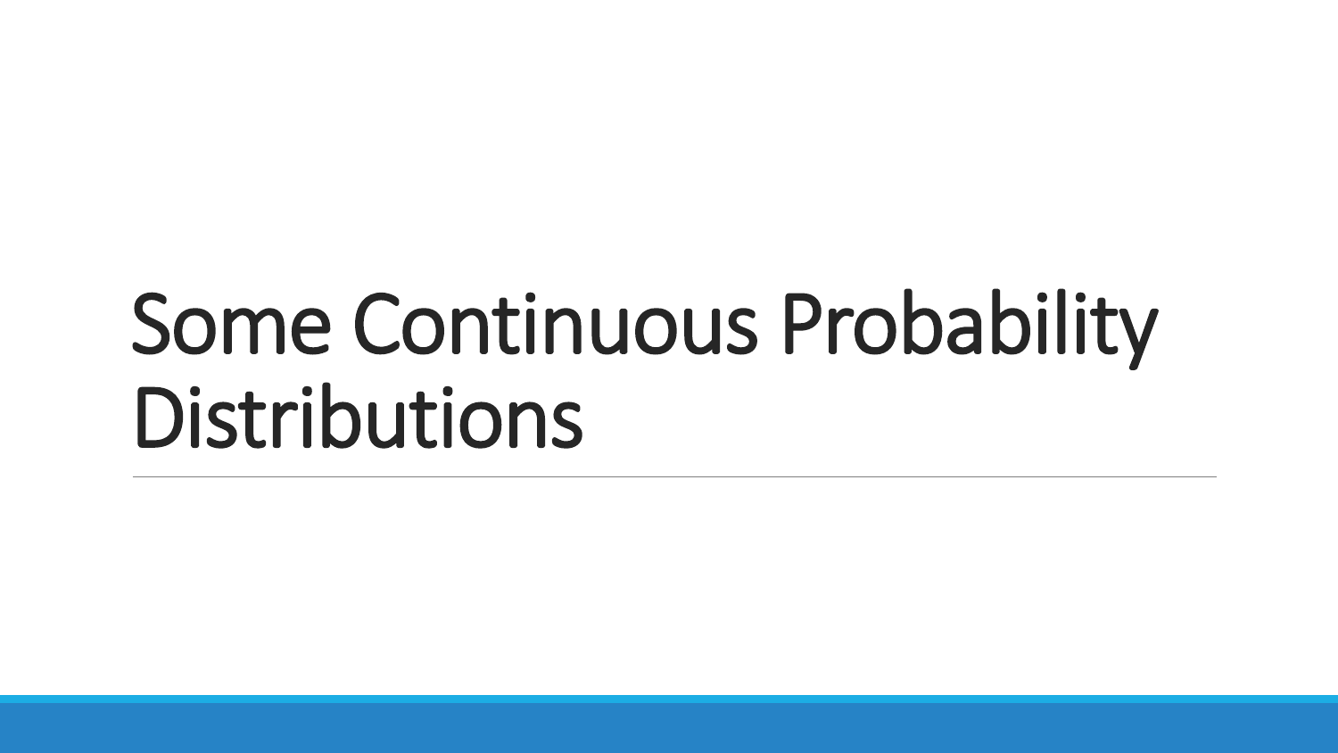# Some Continuous Probability Distributions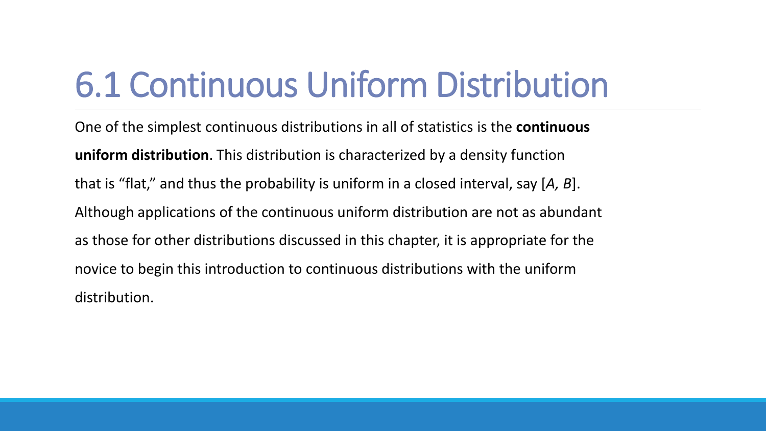# 6.1 Continuous Uniform Distribution

One of the simplest continuous distributions in all of statistics is the **continuous uniform distribution**. This distribution is characterized by a density function that is "flat," and thus the probability is uniform in a closed interval, say $[A, B]$. Although applications of the continuous uniform distribution are not as abundant as those for other distributions discussed in this chapter, it is appropriate for the novice to begin this introduction to continuous distributions with the uniform distribution.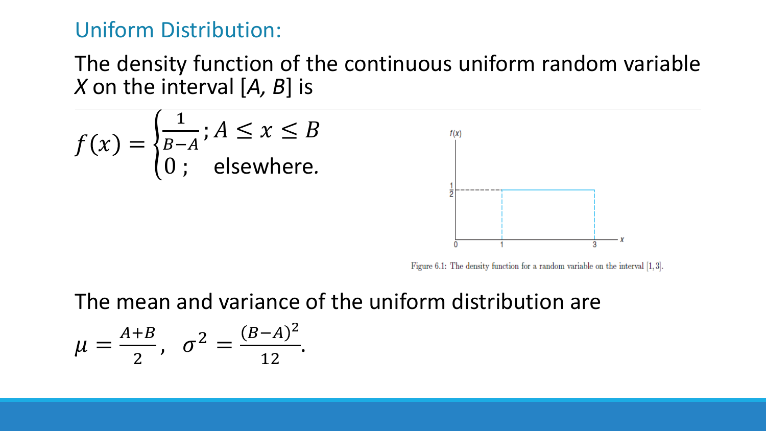## Uniform Distribution:

The density function of the continuous uniform random variable *X* on the interval [*A, B*] is

$$f(x) = \begin{cases} \frac{1}{B-A}; A \leq x \leq B \\ 0; \quad \text{elsewhere.} \end{cases}$$

Figure 6.1: The density function for a random variable on the interval [1, 3].

The mean and variance of the uniform distribution are

$$\mu = \frac{A+B}{2}, \quad \sigma^2 = \frac{(B-A)^2}{12}.$$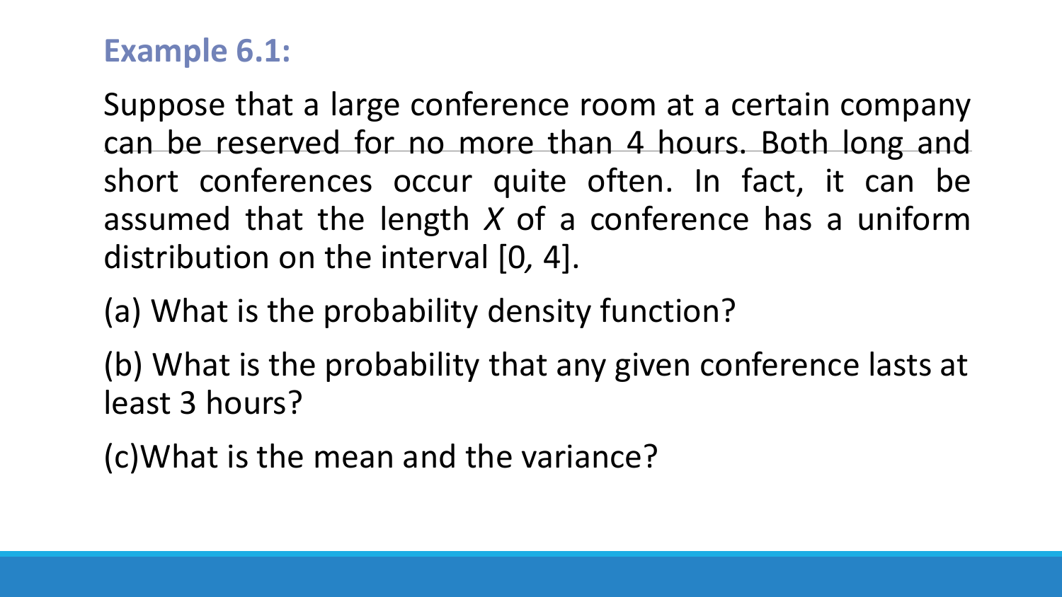## Example 6.1:

Suppose that a large conference room at a certain company can be reserved for no more than 4 hours. Both long and short conferences occur quite often. In fact, it can be assumed that the length $X$ of a conference has a uniform distribution on the interval $[0, 4]$.

(a) What is the probability density function?

(b) What is the probability that any given conference lasts at least 3 hours?

(c)What is the mean and the variance?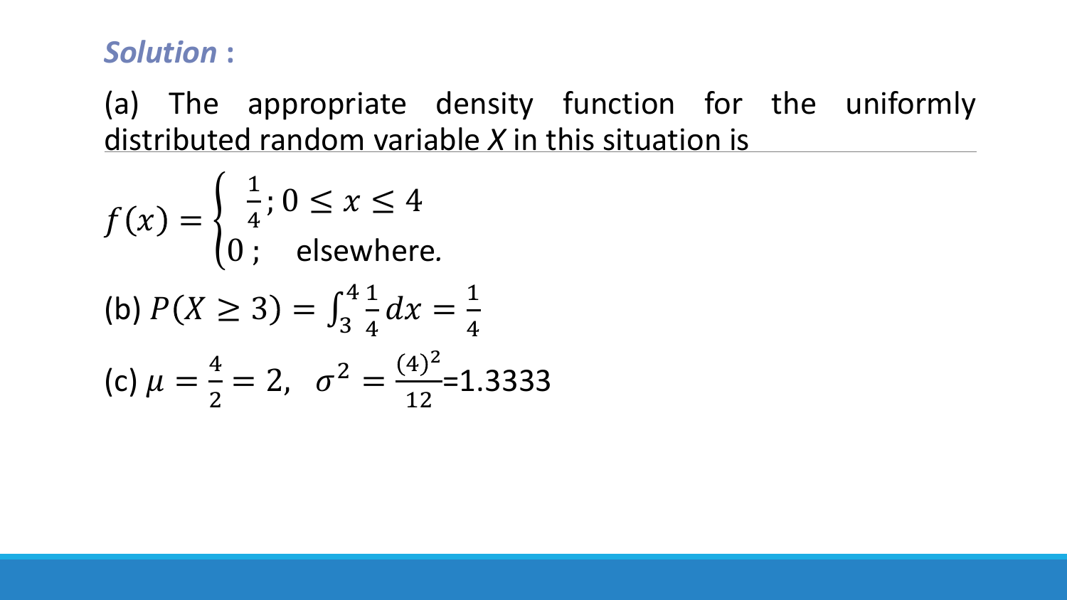***Solution* :**

(a) The appropriate density function for the uniformly distributed random variable *X* in this situation is

$$f(x) = \begin{cases} \frac{1}{4}; 0 \leq x \leq 4 \\ 0 ; \quad \text{elsewhere.} \end{cases}$$

(b) $P(X \geq 3) = \int_3^4 \frac{1}{4} dx = \frac{1}{4}$

(c) $\mu = \frac{4}{2} = 2, \;\; \sigma^2 = \frac{(4)^2}{12}$=1.3333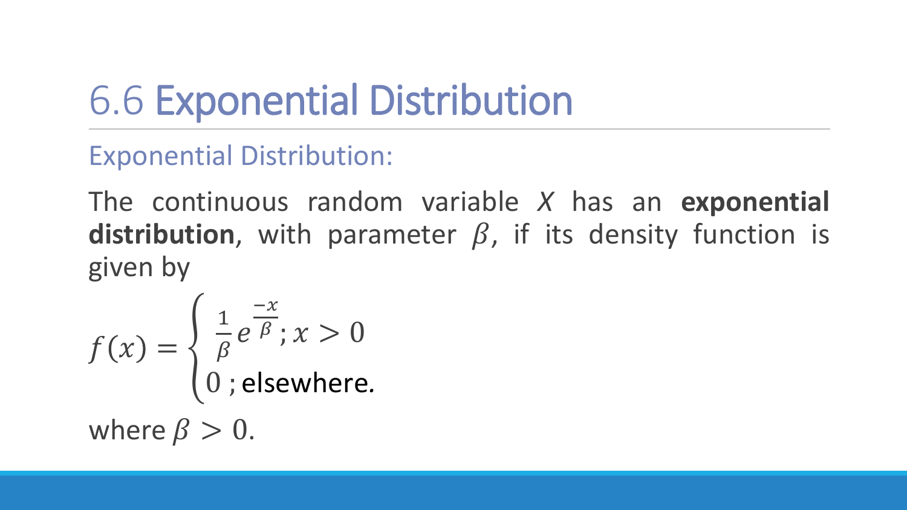# 6.6 Exponential Distribution

## Exponential Distribution:

The continuous random variable $X$ has an **exponential distribution**, with parameter $\beta$, if its density function is given by

$$f(x) = \begin{cases} \frac{1}{\beta} e^{\frac{-x}{\beta}}; x > 0 \\ 0 \text{ ; elsewhere.} \end{cases}$$

where $\beta > 0$.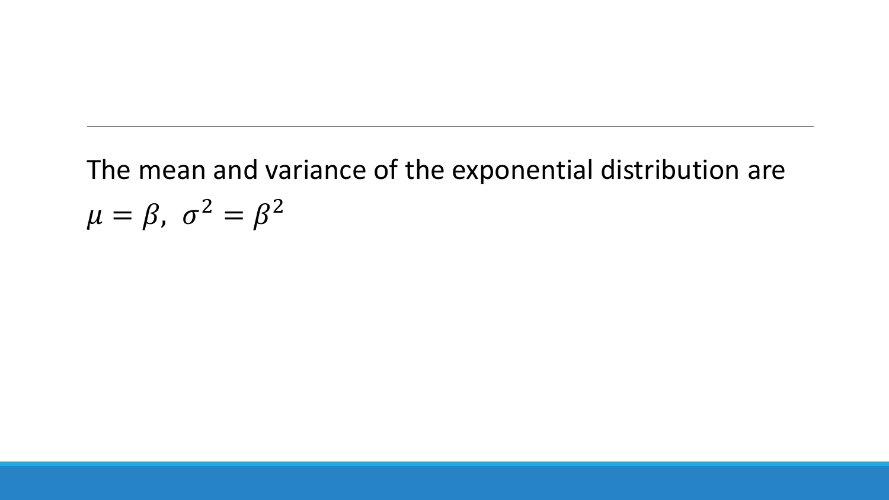The mean and variance of the exponential distribution are

$\mu = \beta,\ \sigma^2 = \beta^2$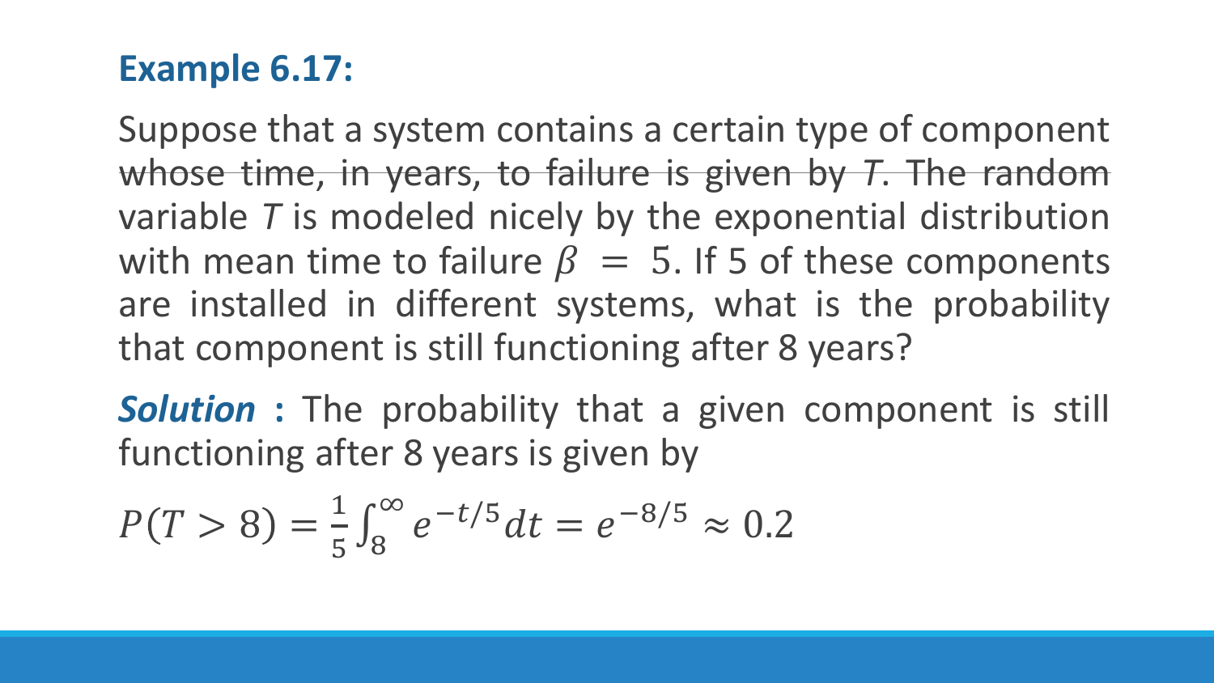## Example 6.17:

Suppose that a system contains a certain type of component whose time, in years, to failure is given by $T$. The random variable $T$ is modeled nicely by the exponential distribution with mean time to failure $\beta = 5$. If 5 of these components are installed in different systems, what is the probability that component is still functioning after 8 years?

***Solution*** **:** The probability that a given component is still functioning after 8 years is given by

$$P(T > 8) = \frac{1}{5}\int_{8}^{\infty} e^{-t/5} dt = e^{-8/5} \approx 0.2$$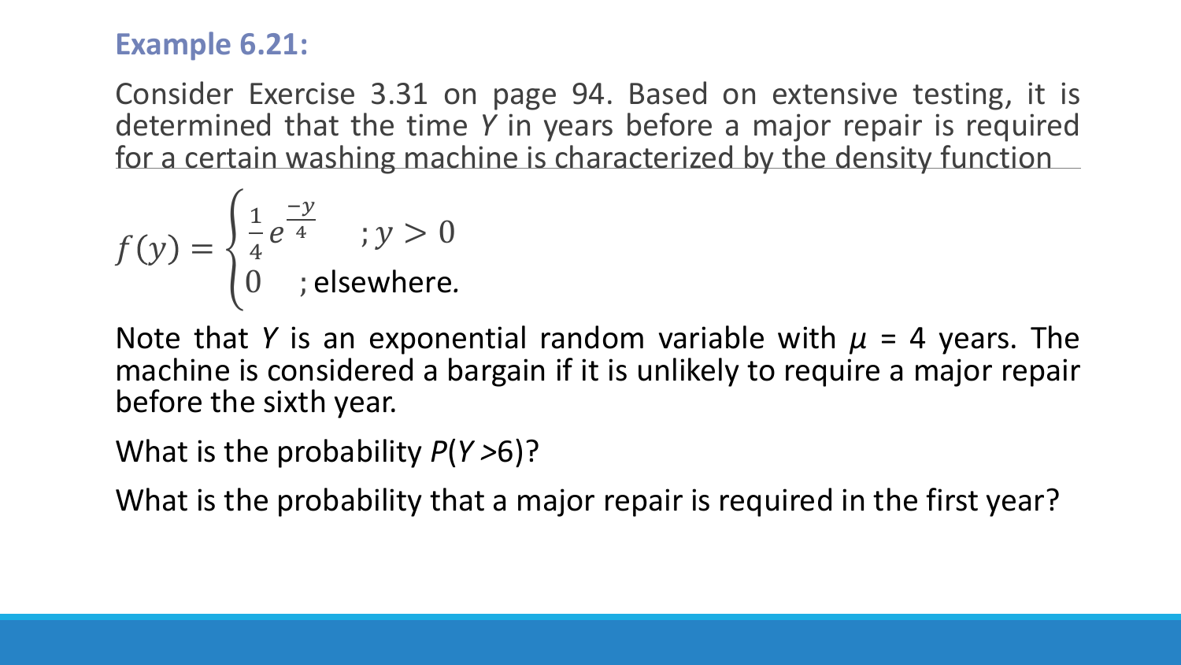### Example 6.21:

Consider Exercise 3.31 on page 94. Based on extensive testing, it is determined that the time $Y$ in years before a major repair is required for a certain washing machine is characterized by the density function

$$f(y) = \begin{cases} \frac{1}{4} e^{\frac{-y}{4}} & ; y > 0 \\ 0 & \text{; elsewhere.} \end{cases}$$

Note that $Y$ is an exponential random variable with $\mu$ = 4 years. The machine is considered a bargain if it is unlikely to require a major repair before the sixth year.

What is the probability $P(Y > 6)$?

What is the probability that a major repair is required in the first year?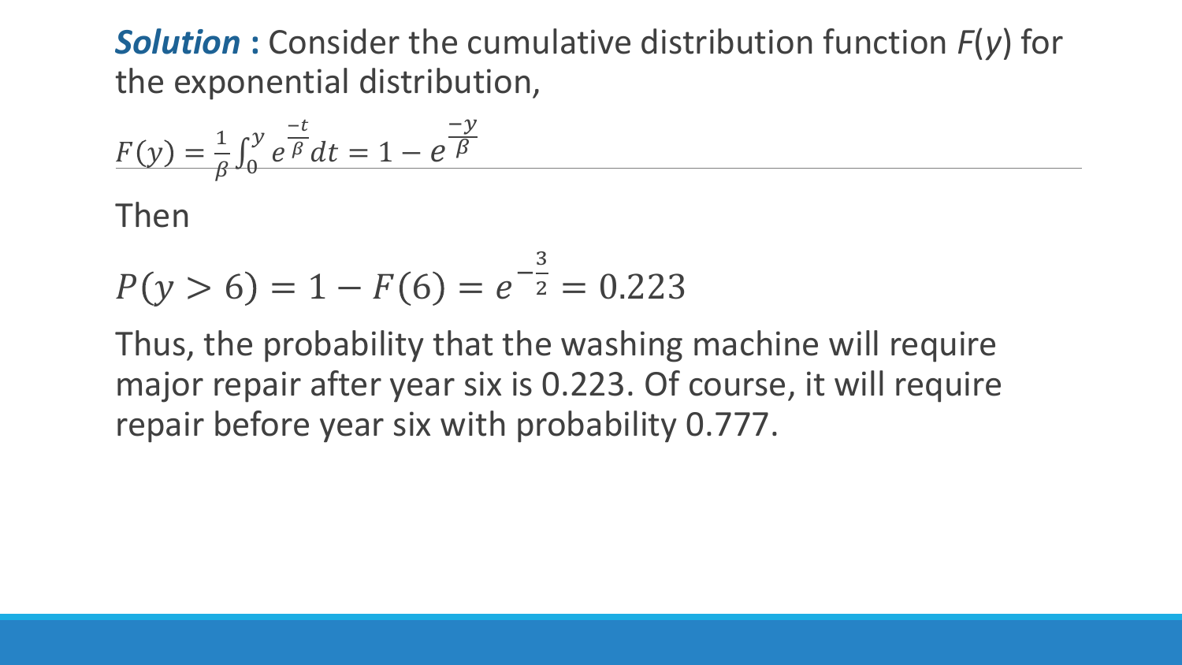***Solution*** **:** Consider the cumulative distribution function $F(y)$ for the exponential distribution,

$$F(y) = \frac{1}{\beta}\int_0^y e^{\frac{-t}{\beta}} dt = 1 - e^{\frac{-y}{\beta}}$$

Then

$$P(y > 6) = 1 - F(6) = e^{-\frac{3}{2}} = 0.223$$

Thus, the probability that the washing machine will require major repair after year six is 0.223. Of course, it will require repair before year six with probability 0.777.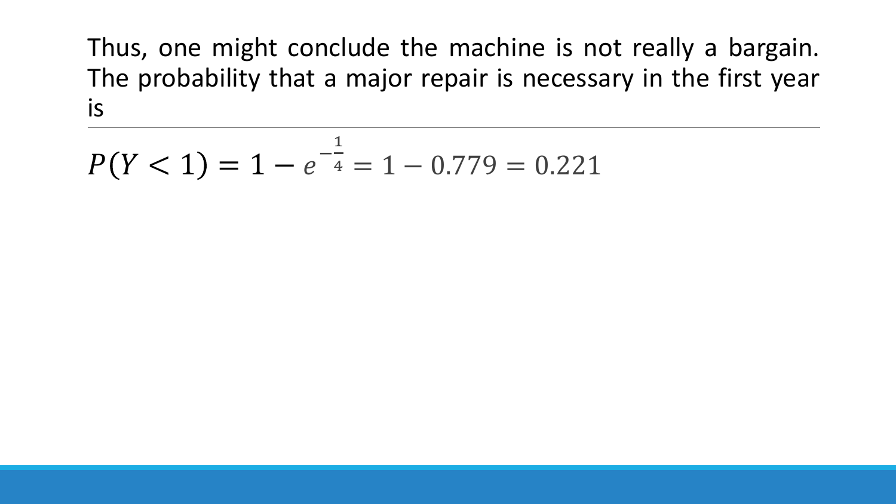Thus, one might conclude the machine is not really a bargain. The probability that a major repair is necessary in the first year is

$$P(Y < 1) = 1 - e^{-\frac{1}{4}} = 1 - 0.779 = 0.221$$